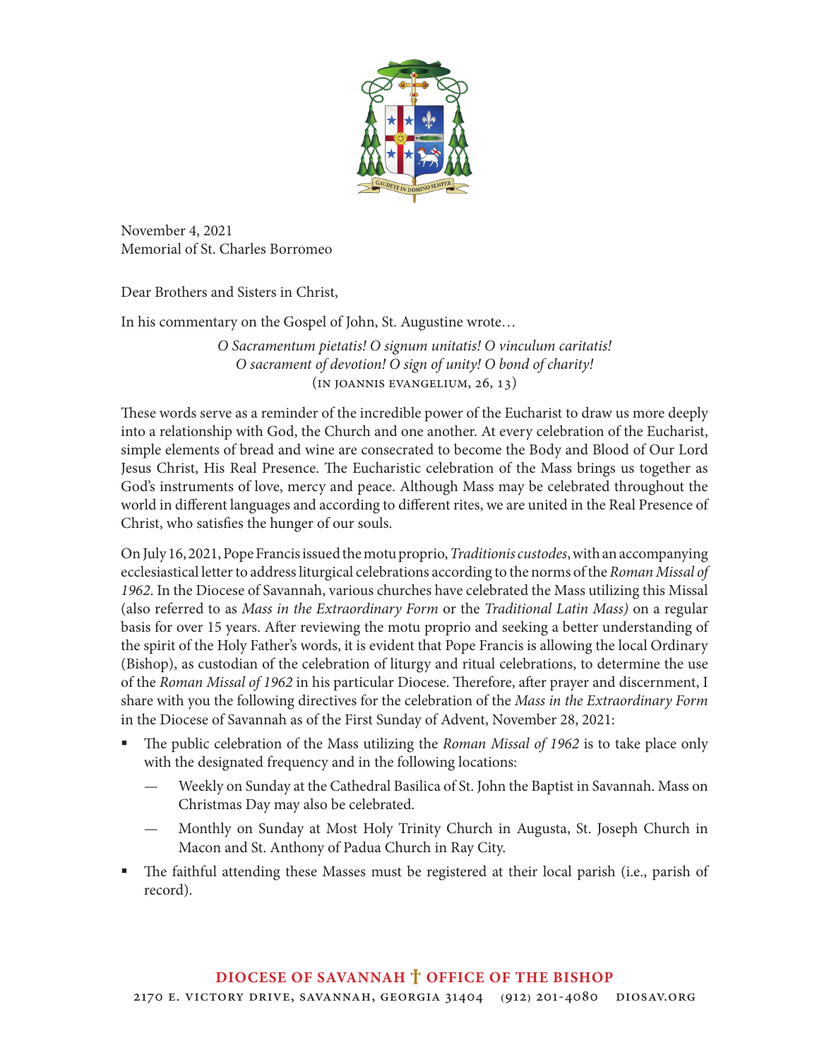November 4, 2021
Memorial of St. Charles Borromeo

Dear Brothers and Sisters in Christ,

In his commentary on the Gospel of John, St. Augustine wrote…

*O Sacramentum pietatis! O signum unitatis! O vinculum caritatis!*
*O sacrament of devotion! O sign of unity! O bond of charity!*
(IN JOANNIS EVANGELIUM, 26, 13)

These words serve as a reminder of the incredible power of the Eucharist to draw us more deeply into a relationship with God, the Church and one another. At every celebration of the Eucharist, simple elements of bread and wine are consecrated to become the Body and Blood of Our Lord Jesus Christ, His Real Presence. The Eucharistic celebration of the Mass brings us together as God's instruments of love, mercy and peace. Although Mass may be celebrated throughout the world in different languages and according to different rites, we are united in the Real Presence of Christ, who satisfies the hunger of our souls.

On July 16, 2021, Pope Francis issued the motu proprio, *Traditionis custodes*, with an accompanying ecclesiastical letter to address liturgical celebrations according to the norms of the *Roman Missal of 1962*. In the Diocese of Savannah, various churches have celebrated the Mass utilizing this Missal (also referred to as *Mass in the Extraordinary Form* or the *Traditional Latin Mass)* on a regular basis for over 15 years. After reviewing the motu proprio and seeking a better understanding of the spirit of the Holy Father's words, it is evident that Pope Francis is allowing the local Ordinary (Bishop), as custodian of the celebration of liturgy and ritual celebrations, to determine the use of the *Roman Missal of 1962* in his particular Diocese. Therefore, after prayer and discernment, I share with you the following directives for the celebration of the *Mass in the Extraordinary Form* in the Diocese of Savannah as of the First Sunday of Advent, November 28, 2021:

- The public celebration of the Mass utilizing the *Roman Missal of 1962* is to take place only with the designated frequency and in the following locations:
  - Weekly on Sunday at the Cathedral Basilica of St. John the Baptist in Savannah. Mass on Christmas Day may also be celebrated.
  - Monthly on Sunday at Most Holy Trinity Church in Augusta, St. Joseph Church in Macon and St. Anthony of Padua Church in Ray City.
- The faithful attending these Masses must be registered at their local parish (i.e., parish of record).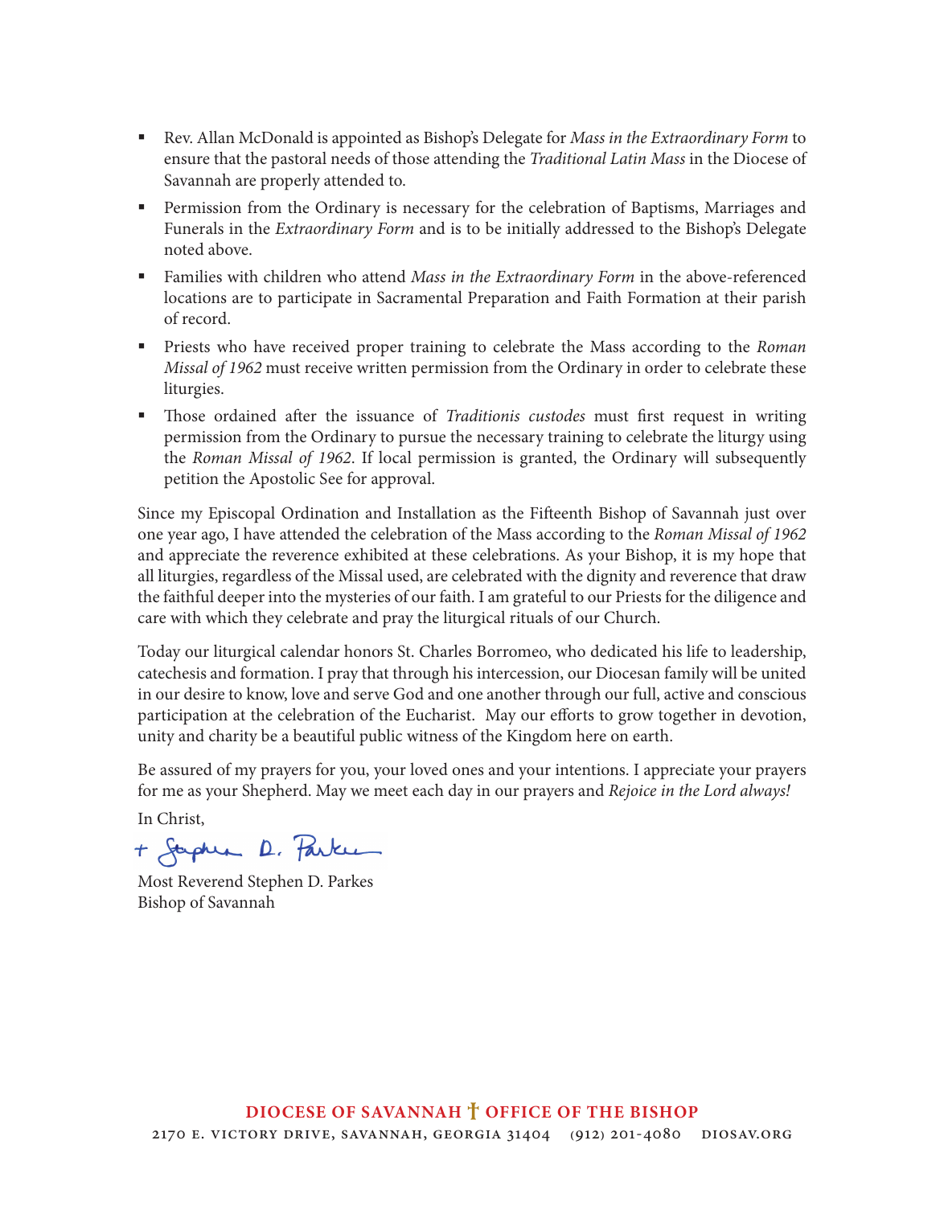- Rev. Allan McDonald is appointed as Bishop's Delegate for *Mass in the Extraordinary Form* to ensure that the pastoral needs of those attending the *Traditional Latin Mass* in the Diocese of Savannah are properly attended to.
- Permission from the Ordinary is necessary for the celebration of Baptisms, Marriages and Funerals in the *Extraordinary Form* and is to be initially addressed to the Bishop's Delegate noted above.
- Families with children who attend *Mass in the Extraordinary Form* in the above-referenced locations are to participate in Sacramental Preparation and Faith Formation at their parish of record.
- Priests who have received proper training to celebrate the Mass according to the *Roman Missal of 1962* must receive written permission from the Ordinary in order to celebrate these liturgies.
- Those ordained after the issuance of *Traditionis custodes* must first request in writing permission from the Ordinary to pursue the necessary training to celebrate the liturgy using the *Roman Missal of 1962*. If local permission is granted, the Ordinary will subsequently petition the Apostolic See for approval.

Since my Episcopal Ordination and Installation as the Fifteenth Bishop of Savannah just over one year ago, I have attended the celebration of the Mass according to the *Roman Missal of 1962* and appreciate the reverence exhibited at these celebrations. As your Bishop, it is my hope that all liturgies, regardless of the Missal used, are celebrated with the dignity and reverence that draw the faithful deeper into the mysteries of our faith. I am grateful to our Priests for the diligence and care with which they celebrate and pray the liturgical rituals of our Church.

Today our liturgical calendar honors St. Charles Borromeo, who dedicated his life to leadership, catechesis and formation. I pray that through his intercession, our Diocesan family will be united in our desire to know, love and serve God and one another through our full, active and conscious participation at the celebration of the Eucharist. May our efforts to grow together in devotion, unity and charity be a beautiful public witness of the Kingdom here on earth.

Be assured of my prayers for you, your loved ones and your intentions. I appreciate your prayers for me as your Shepherd. May we meet each day in our prayers and *Rejoice in the Lord always!*

In Christ,

+ Stephen D. Parkes

Most Reverend Stephen D. Parkes
Bishop of Savannah

**DIOCESE OF SAVANNAH † OFFICE OF THE BISHOP**
2170 E. VICTORY DRIVE, SAVANNAH, GEORGIA 31404 (912) 201-4080 DIOSAV.ORG